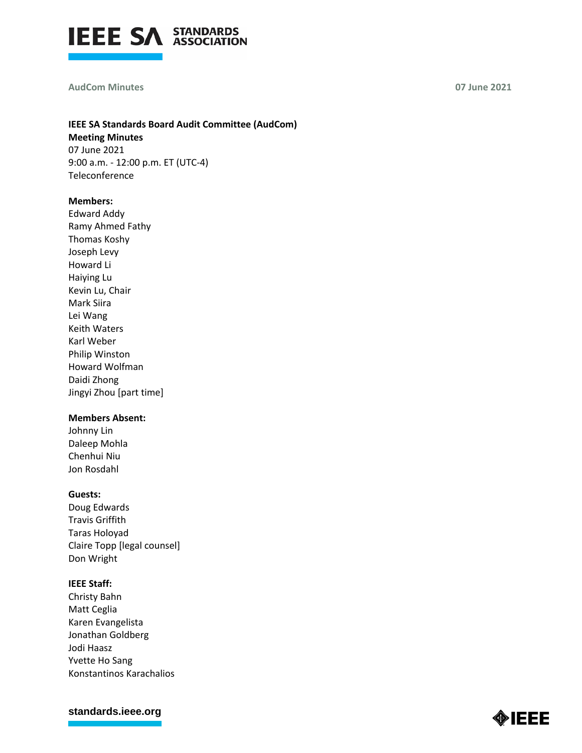**IEEE SA Standards Board Audit Committee (AudCom)**
**Meeting Minutes**
07 June 2021
9:00 a.m. - 12:00 p.m. ET (UTC-4)
Teleconference

**Members:**
Edward Addy
Ramy Ahmed Fathy
Thomas Koshy
Joseph Levy
Howard Li
Haiying Lu
Kevin Lu, Chair
Mark Siira
Lei Wang
Keith Waters
Karl Weber
Philip Winston
Howard Wolfman
Daidi Zhong
Jingyi Zhou [part time]

**Members Absent:**
Johnny Lin
Daleep Mohla
Chenhui Niu
Jon Rosdahl

**Guests:**
Doug Edwards
Travis Griffith
Taras Holoyad
Claire Topp [legal counsel]
Don Wright

**IEEE Staff:**
Christy Bahn
Matt Ceglia
Karen Evangelista
Jonathan Goldberg
Jodi Haasz
Yvette Ho Sang
Konstantinos Karachalios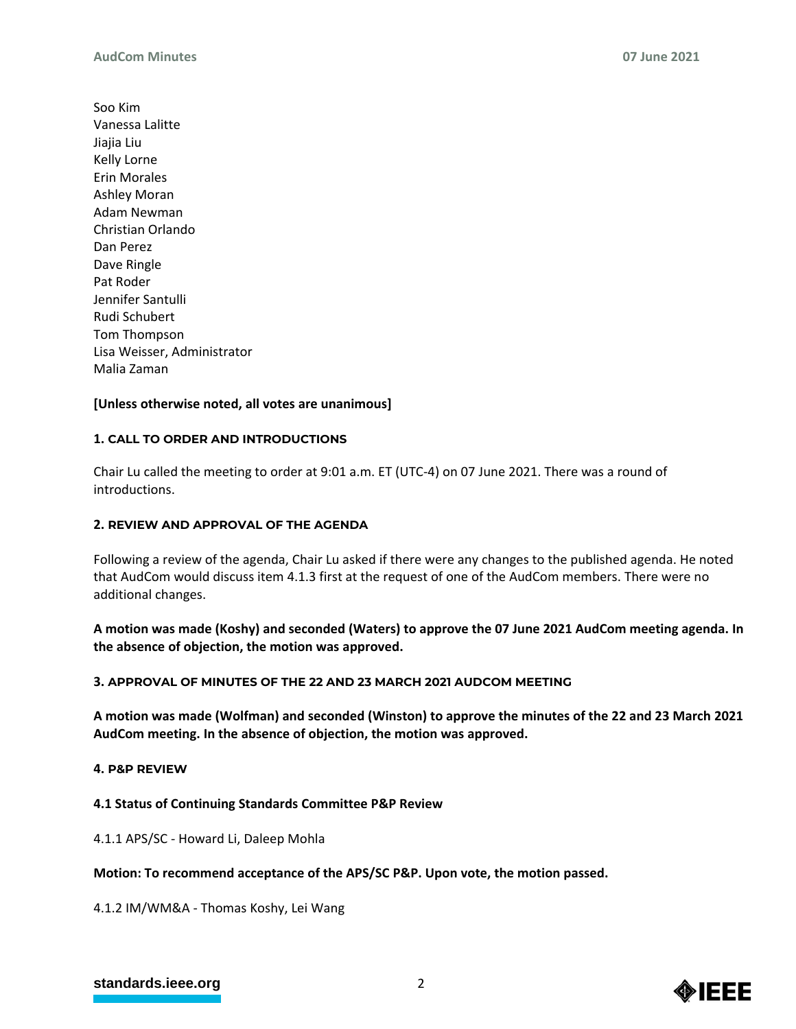Soo Kim
Vanessa Lalitte
Jiajia Liu
Kelly Lorne
Erin Morales
Ashley Moran
Adam Newman
Christian Orlando
Dan Perez
Dave Ringle
Pat Roder
Jennifer Santulli
Rudi Schubert
Tom Thompson
Lisa Weisser, Administrator
Malia Zaman

**[Unless otherwise noted, all votes are unanimous]**

### 1. CALL TO ORDER AND INTRODUCTIONS

Chair Lu called the meeting to order at 9:01 a.m. ET (UTC-4) on 07 June 2021. There was a round of introductions.

### 2. REVIEW AND APPROVAL OF THE AGENDA

Following a review of the agenda, Chair Lu asked if there were any changes to the published agenda. He noted that AudCom would discuss item 4.1.3 first at the request of one of the AudCom members. There were no additional changes.

**A motion was made (Koshy) and seconded (Waters) to approve the 07 June 2021 AudCom meeting agenda. In the absence of objection, the motion was approved.**

### 3. APPROVAL OF MINUTES OF THE 22 AND 23 MARCH 2021 AUDCOM MEETING

**A motion was made (Wolfman) and seconded (Winston) to approve the minutes of the 22 and 23 March 2021 AudCom meeting. In the absence of objection, the motion was approved.**

### 4. P&P REVIEW

#### 4.1 Status of Continuing Standards Committee P&P Review

4.1.1 APS/SC - Howard Li, Daleep Mohla

**Motion: To recommend acceptance of the APS/SC P&P. Upon vote, the motion passed.**

4.1.2 IM/WM&A - Thomas Koshy, Lei Wang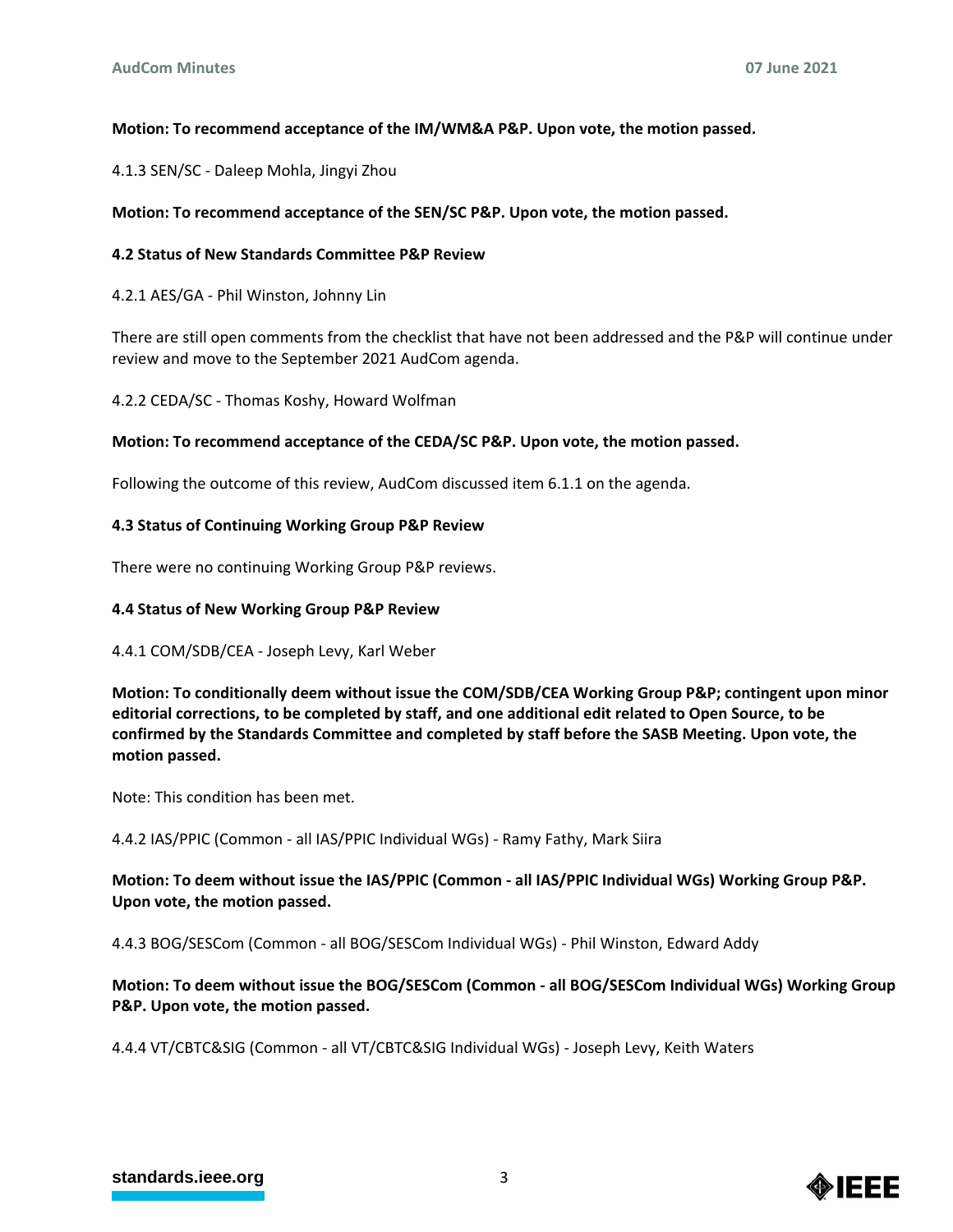**Motion: To recommend acceptance of the IM/WM&A P&P. Upon vote, the motion passed.**

4.1.3 SEN/SC - Daleep Mohla, Jingyi Zhou

**Motion: To recommend acceptance of the SEN/SC P&P. Upon vote, the motion passed.**

**4.2 Status of New Standards Committee P&P Review**

4.2.1 AES/GA - Phil Winston, Johnny Lin

There are still open comments from the checklist that have not been addressed and the P&P will continue under review and move to the September 2021 AudCom agenda.

4.2.2 CEDA/SC - Thomas Koshy, Howard Wolfman

**Motion: To recommend acceptance of the CEDA/SC P&P. Upon vote, the motion passed.**

Following the outcome of this review, AudCom discussed item 6.1.1 on the agenda.

**4.3 Status of Continuing Working Group P&P Review**

There were no continuing Working Group P&P reviews.

**4.4 Status of New Working Group P&P Review**

4.4.1 COM/SDB/CEA - Joseph Levy, Karl Weber

**Motion: To conditionally deem without issue the COM/SDB/CEA Working Group P&P; contingent upon minor editorial corrections, to be completed by staff, and one additional edit related to Open Source, to be confirmed by the Standards Committee and completed by staff before the SASB Meeting. Upon vote, the motion passed.**

Note: This condition has been met.

4.4.2 IAS/PPIC (Common - all IAS/PPIC Individual WGs) - Ramy Fathy, Mark Siira

**Motion: To deem without issue the IAS/PPIC (Common - all IAS/PPIC Individual WGs) Working Group P&P. Upon vote, the motion passed.**

4.4.3 BOG/SESCom (Common - all BOG/SESCom Individual WGs) - Phil Winston, Edward Addy

**Motion: To deem without issue the BOG/SESCom (Common - all BOG/SESCom Individual WGs) Working Group P&P. Upon vote, the motion passed.**

4.4.4 VT/CBTC&SIG (Common - all VT/CBTC&SIG Individual WGs) - Joseph Levy, Keith Waters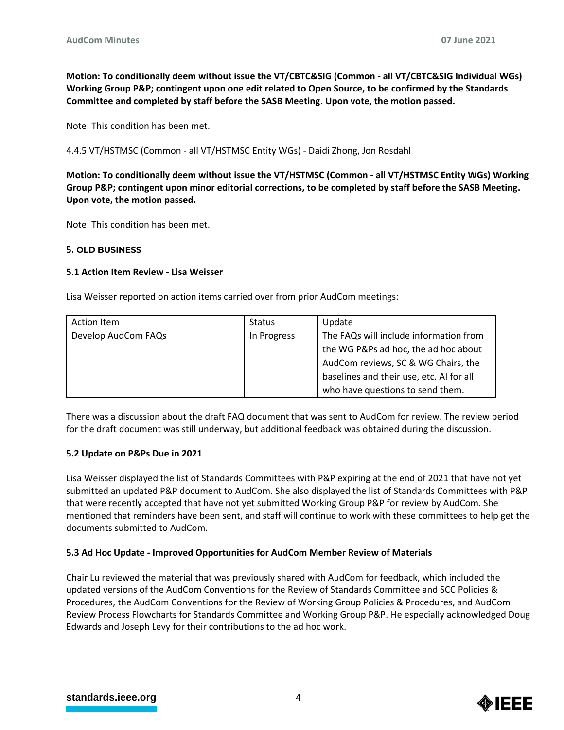**Motion: To conditionally deem without issue the VT/CBTC&SIG (Common - all VT/CBTC&SIG Individual WGs) Working Group P&P; contingent upon one edit related to Open Source, to be confirmed by the Standards Committee and completed by staff before the SASB Meeting. Upon vote, the motion passed.**

Note: This condition has been met.

4.4.5 VT/HSTMSC (Common - all VT/HSTMSC Entity WGs) - Daidi Zhong, Jon Rosdahl

**Motion: To conditionally deem without issue the VT/HSTMSC (Common - all VT/HSTMSC Entity WGs) Working Group P&P; contingent upon minor editorial corrections, to be completed by staff before the SASB Meeting. Upon vote, the motion passed.**

Note: This condition has been met.

## 5. OLD BUSINESS

### 5.1 Action Item Review - Lisa Weisser

Lisa Weisser reported on action items carried over from prior AudCom meetings:

| Action Item | Status | Update |
|---|---|---|
| Develop AudCom FAQs | In Progress | The FAQs will include information from the WG P&Ps ad hoc, the ad hoc about AudCom reviews, SC & WG Chairs, the baselines and their use, etc. AI for all who have questions to send them. |

There was a discussion about the draft FAQ document that was sent to AudCom for review. The review period for the draft document was still underway, but additional feedback was obtained during the discussion.

### 5.2 Update on P&Ps Due in 2021

Lisa Weisser displayed the list of Standards Committees with P&P expiring at the end of 2021 that have not yet submitted an updated P&P document to AudCom. She also displayed the list of Standards Committees with P&P that were recently accepted that have not yet submitted Working Group P&P for review by AudCom. She mentioned that reminders have been sent, and staff will continue to work with these committees to help get the documents submitted to AudCom.

### 5.3 Ad Hoc Update - Improved Opportunities for AudCom Member Review of Materials

Chair Lu reviewed the material that was previously shared with AudCom for feedback, which included the updated versions of the AudCom Conventions for the Review of Standards Committee and SCC Policies & Procedures, the AudCom Conventions for the Review of Working Group Policies & Procedures, and AudCom Review Process Flowcharts for Standards Committee and Working Group P&P. He especially acknowledged Doug Edwards and Joseph Levy for their contributions to the ad hoc work.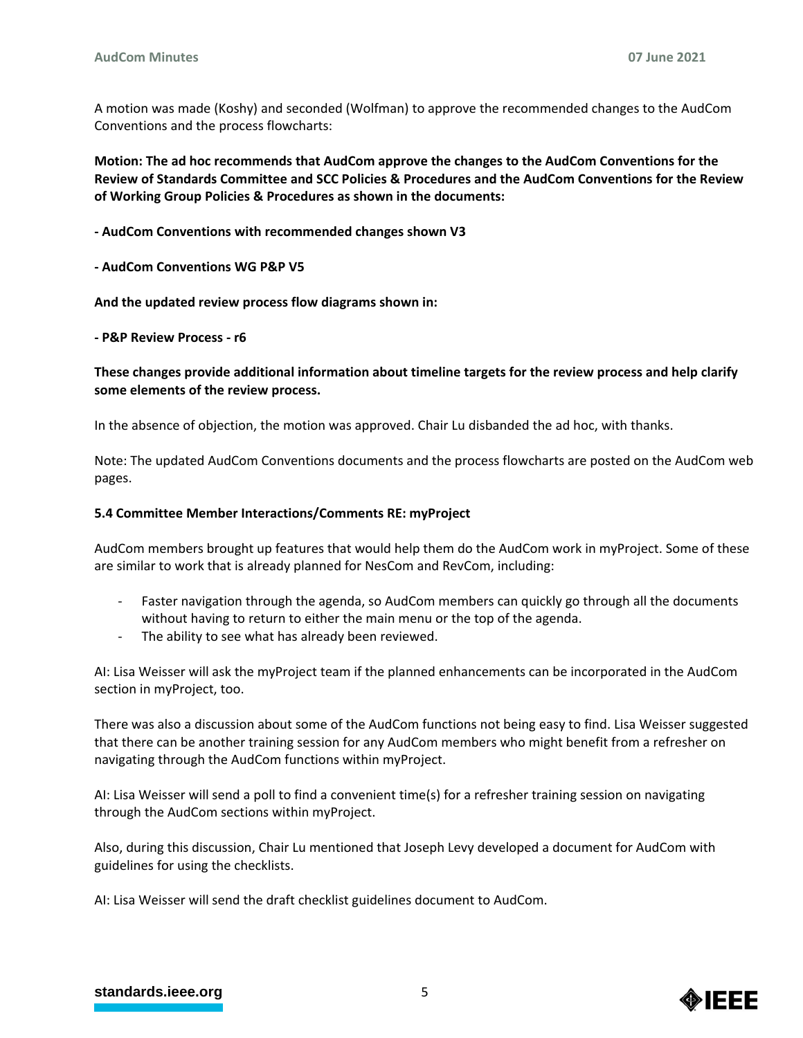A motion was made (Koshy) and seconded (Wolfman) to approve the recommended changes to the AudCom Conventions and the process flowcharts:

**Motion: The ad hoc recommends that AudCom approve the changes to the AudCom Conventions for the Review of Standards Committee and SCC Policies & Procedures and the AudCom Conventions for the Review of Working Group Policies & Procedures as shown in the documents:**

**- AudCom Conventions with recommended changes shown V3**

**- AudCom Conventions WG P&P V5**

**And the updated review process flow diagrams shown in:**

**- P&P Review Process - r6**

**These changes provide additional information about timeline targets for the review process and help clarify some elements of the review process.**

In the absence of objection, the motion was approved. Chair Lu disbanded the ad hoc, with thanks.

Note: The updated AudCom Conventions documents and the process flowcharts are posted on the AudCom web pages.

**5.4 Committee Member Interactions/Comments RE: myProject**

AudCom members brought up features that would help them do the AudCom work in myProject. Some of these are similar to work that is already planned for NesCom and RevCom, including:

- Faster navigation through the agenda, so AudCom members can quickly go through all the documents without having to return to either the main menu or the top of the agenda.
- The ability to see what has already been reviewed.

AI: Lisa Weisser will ask the myProject team if the planned enhancements can be incorporated in the AudCom section in myProject, too.

There was also a discussion about some of the AudCom functions not being easy to find. Lisa Weisser suggested that there can be another training session for any AudCom members who might benefit from a refresher on navigating through the AudCom functions within myProject.

AI: Lisa Weisser will send a poll to find a convenient time(s) for a refresher training session on navigating through the AudCom sections within myProject.

Also, during this discussion, Chair Lu mentioned that Joseph Levy developed a document for AudCom with guidelines for using the checklists.

AI: Lisa Weisser will send the draft checklist guidelines document to AudCom.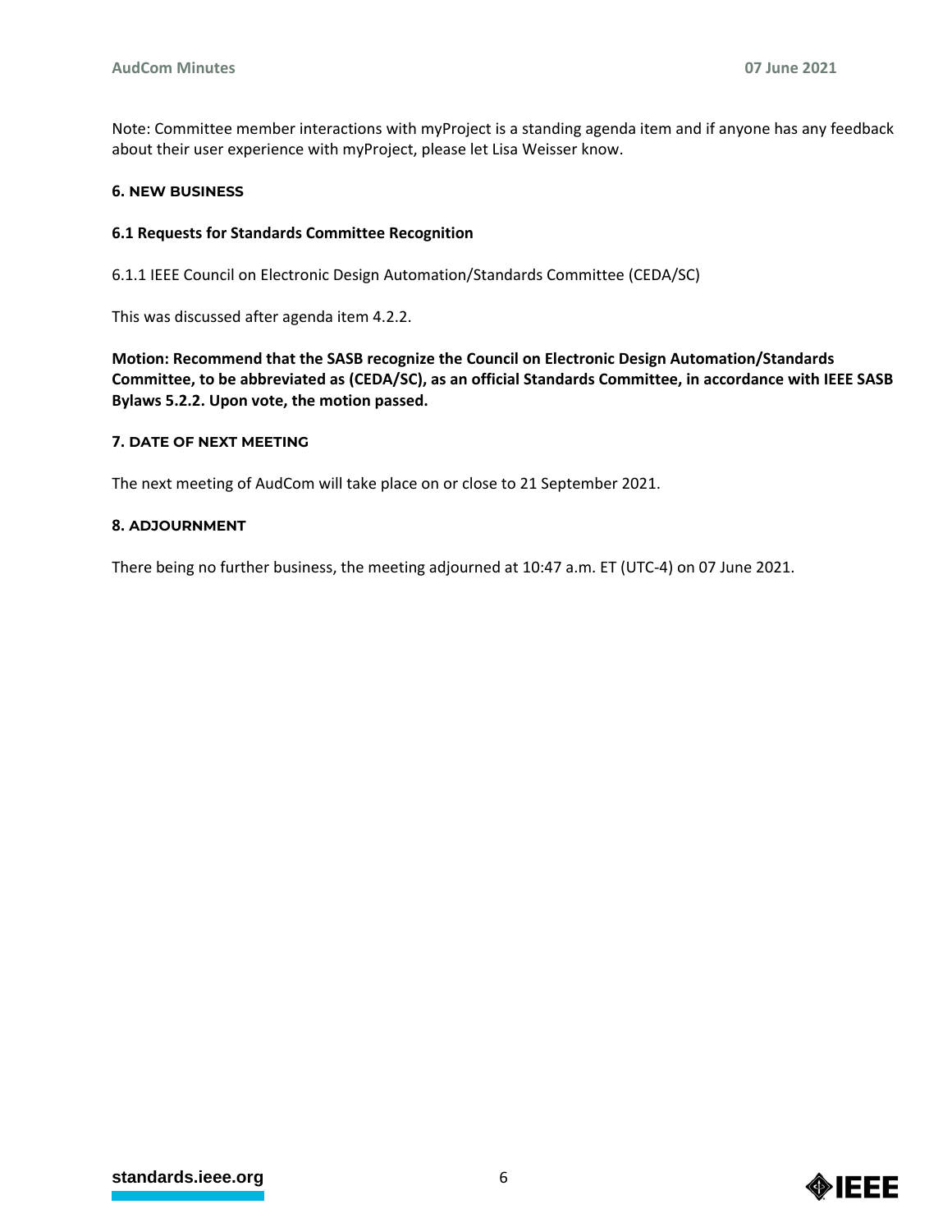Note: Committee member interactions with myProject is a standing agenda item and if anyone has any feedback about their user experience with myProject, please let Lisa Weisser know.

## 6. NEW BUSINESS

### 6.1 Requests for Standards Committee Recognition

6.1.1 IEEE Council on Electronic Design Automation/Standards Committee (CEDA/SC)

This was discussed after agenda item 4.2.2.

**Motion: Recommend that the SASB recognize the Council on Electronic Design Automation/Standards Committee, to be abbreviated as (CEDA/SC), as an official Standards Committee, in accordance with IEEE SASB Bylaws 5.2.2. Upon vote, the motion passed.**

## 7. DATE OF NEXT MEETING

The next meeting of AudCom will take place on or close to 21 September 2021.

## 8. ADJOURNMENT

There being no further business, the meeting adjourned at 10:47 a.m. ET (UTC-4) on 07 June 2021.